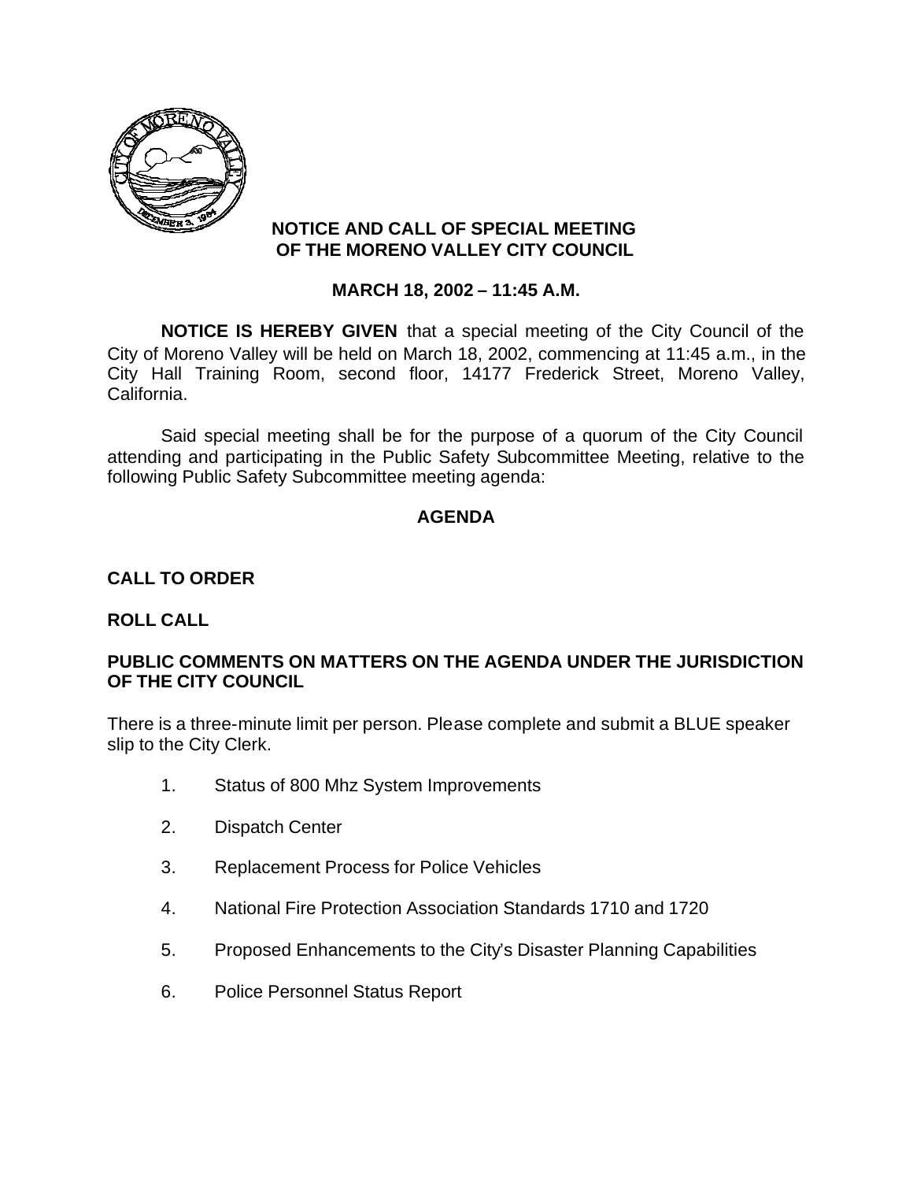**NOTICE AND CALL OF SPECIAL MEETING OF THE MORENO VALLEY CITY COUNCIL**

**MARCH 18, 2002 – 11:45 A.M.**

**NOTICE IS HEREBY GIVEN** that a special meeting of the City Council of the City of Moreno Valley will be held on March 18, 2002, commencing at 11:45 a.m., in the City Hall Training Room, second floor, 14177 Frederick Street, Moreno Valley, California.

Said special meeting shall be for the purpose of a quorum of the City Council attending and participating in the Public Safety Subcommittee Meeting, relative to the following Public Safety Subcommittee meeting agenda:

## AGENDA

**CALL TO ORDER**

**ROLL CALL**

**PUBLIC COMMENTS ON MATTERS ON THE AGENDA UNDER THE JURISDICTION OF THE CITY COUNCIL**

There is a three-minute limit per person. Please complete and submit a BLUE speaker slip to the City Clerk.

1. Status of 800 Mhz System Improvements
2. Dispatch Center
3. Replacement Process for Police Vehicles
4. National Fire Protection Association Standards 1710 and 1720
5. Proposed Enhancements to the City's Disaster Planning Capabilities
6. Police Personnel Status Report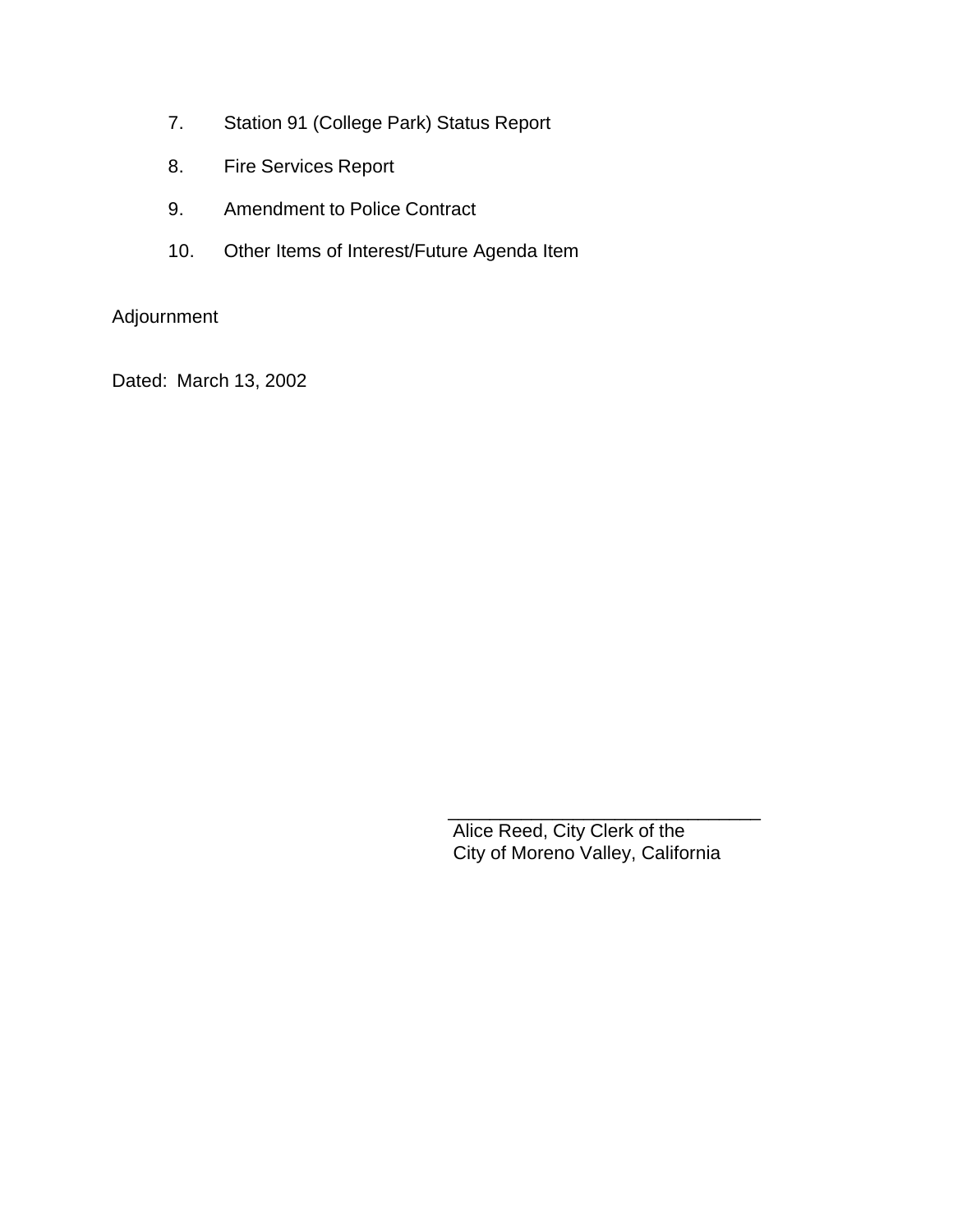7. Station 91 (College Park) Status Report

8. Fire Services Report

9. Amendment to Police Contract

10. Other Items of Interest/Future Agenda Item

Adjournment

Dated: March 13, 2002

\_\_\_\_\_\_\_\_\_\_\_\_\_\_\_\_\_\_\_\_\_\_\_\_\_\_\_\_\_\_\_\_

Alice Reed, City Clerk of the
City of Moreno Valley, California